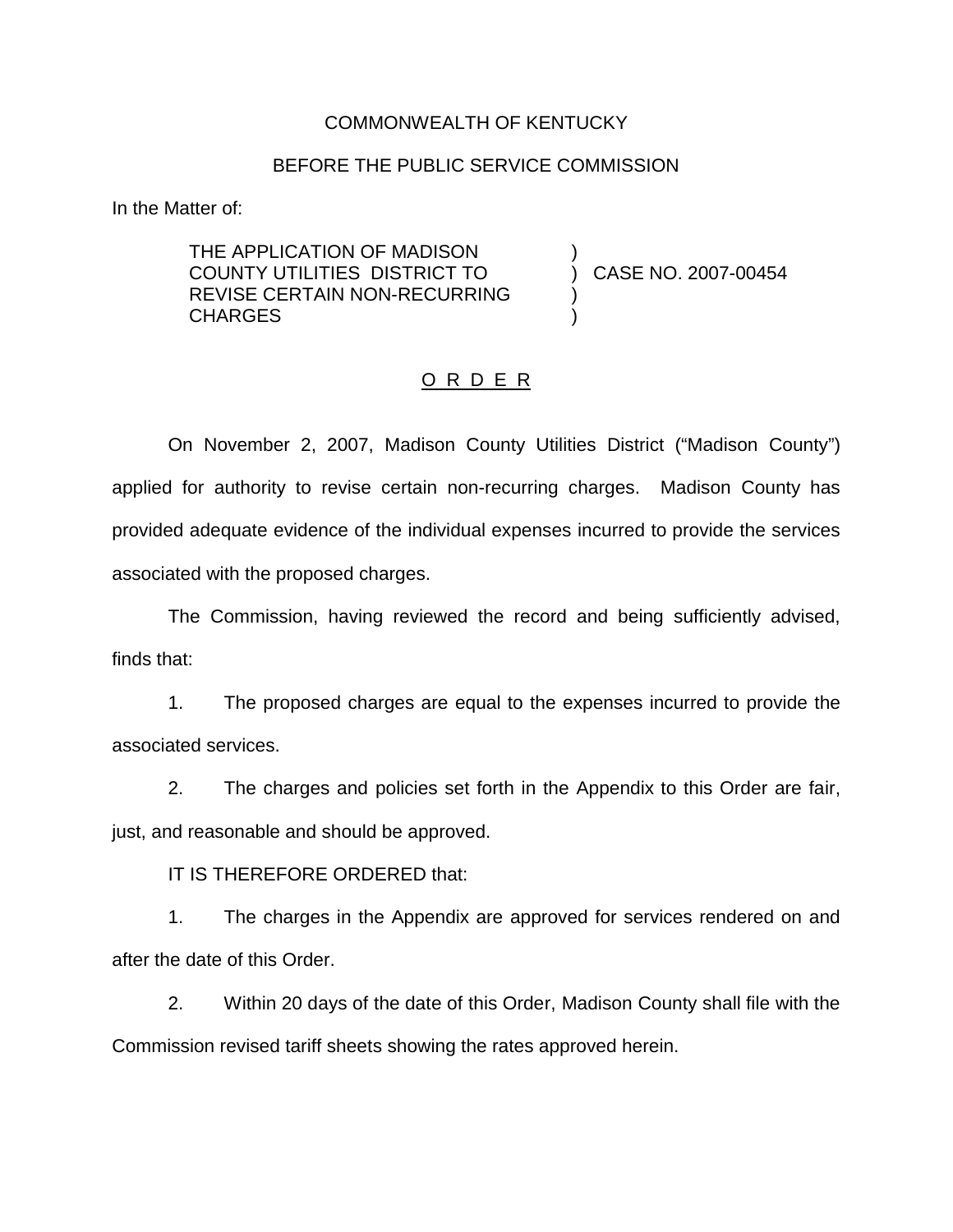COMMONWEALTH OF KENTUCKY

BEFORE THE PUBLIC SERVICE COMMISSION

In the Matter of:

| | | |
|---|---|---|
| THE APPLICATION OF MADISON COUNTY UTILITIES DISTRICT TO REVISE CERTAIN NON-RECURRING CHARGES | ) | CASE NO. 2007-00454 |

<u>O R D E R</u>

On November 2, 2007, Madison County Utilities District ("Madison County") applied for authority to revise certain non-recurring charges. Madison County has provided adequate evidence of the individual expenses incurred to provide the services associated with the proposed charges.

The Commission, having reviewed the record and being sufficiently advised, finds that:

1. The proposed charges are equal to the expenses incurred to provide the associated services.

2. The charges and policies set forth in the Appendix to this Order are fair, just, and reasonable and should be approved.

IT IS THEREFORE ORDERED that:

1. The charges in the Appendix are approved for services rendered on and after the date of this Order.

2. Within 20 days of the date of this Order, Madison County shall file with the Commission revised tariff sheets showing the rates approved herein.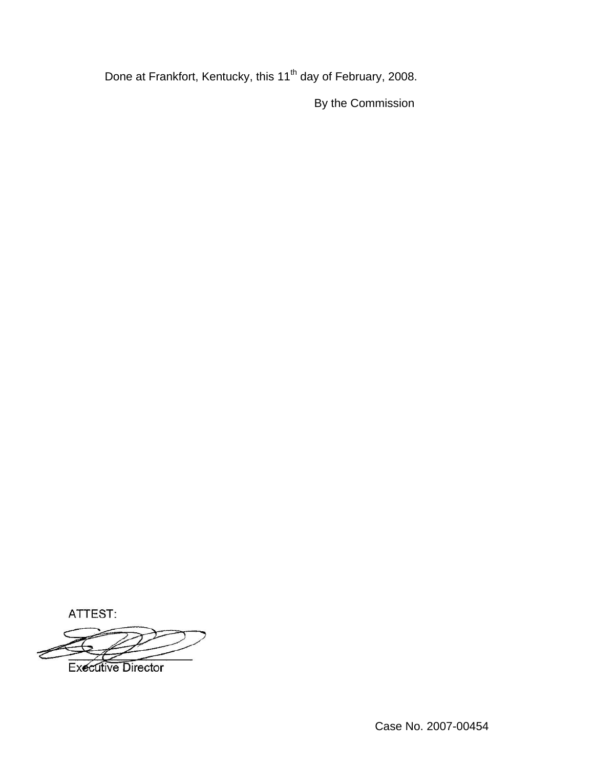Done at Frankfort, Kentucky, this 11th day of February, 2008.

By the Commission

ATTEST:

Executive Director

Case No. 2007-00454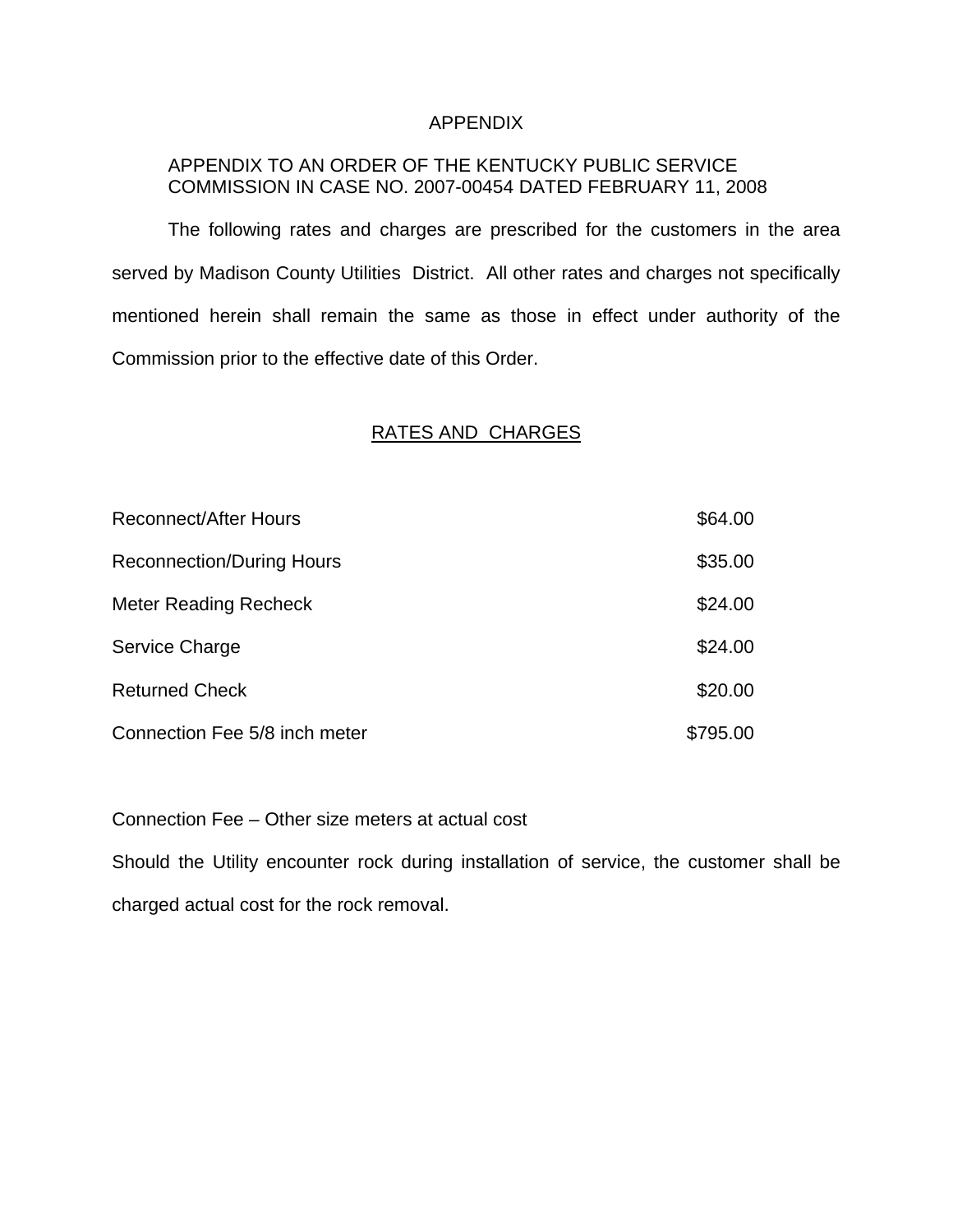# APPENDIX

APPENDIX TO AN ORDER OF THE KENTUCKY PUBLIC SERVICE COMMISSION IN CASE NO. 2007-00454 DATED FEBRUARY 11, 2008

The following rates and charges are prescribed for the customers in the area served by Madison County Utilities District. All other rates and charges not specifically mentioned herein shall remain the same as those in effect under authority of the Commission prior to the effective date of this Order.

## RATES AND CHARGES

| | |
|---|---|
| Reconnect/After Hours | $64.00 |
| Reconnection/During Hours | $35.00 |
| Meter Reading Recheck | $24.00 |
| Service Charge | $24.00 |
| Returned Check | $20.00 |
| Connection Fee 5/8 inch meter | $795.00 |

Connection Fee – Other size meters at actual cost

Should the Utility encounter rock during installation of service, the customer shall be charged actual cost for the rock removal.